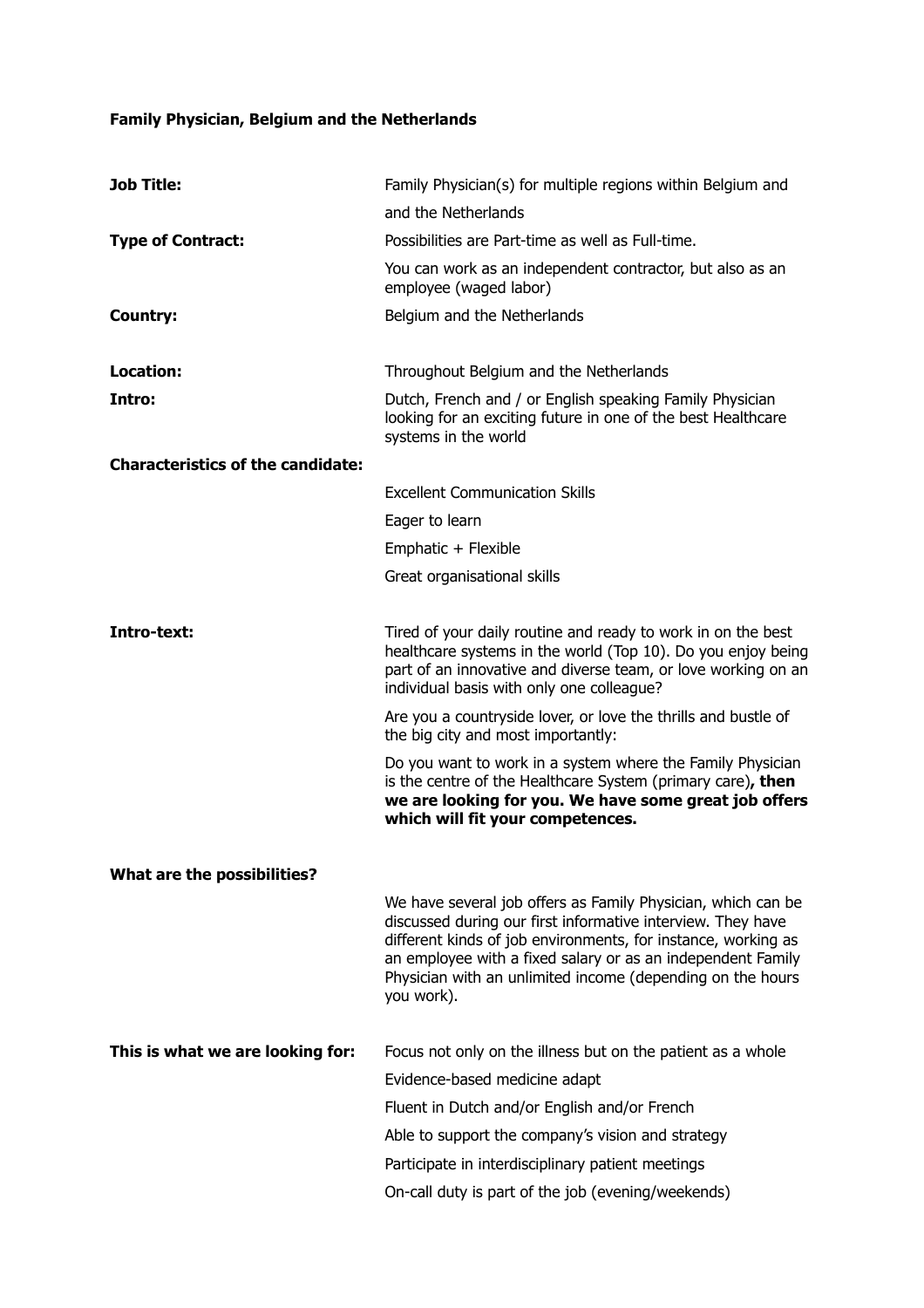**Family Physician, Belgium and the Netherlands**

| | |
|---|---|
| **Job Title:** | Family Physician(s) for multiple regions within Belgium and and the Netherlands |
| **Type of Contract:** | Possibilities are Part-time as well as Full-time. You can work as an independent contractor, but also as an employee (waged labor) |
| **Country:** | Belgium and the Netherlands |
| **Location:** | Throughout Belgium and the Netherlands |
| **Intro:** | Dutch, French and / or English speaking Family Physician looking for an exciting future in one of the best Healthcare systems in the world |

**Characteristics of the candidate:**

- Excellent Communication Skills
- Eager to learn
- Emphatic + Flexible
- Great organisational skills

**Intro-text:**

Tired of your daily routine and ready to work in on the best healthcare systems in the world (Top 10). Do you enjoy being part of an innovative and diverse team, or love working on an individual basis with only one colleague?

Are you a countryside lover, or love the thrills and bustle of the big city and most importantly:

Do you want to work in a system where the Family Physician is the centre of the Healthcare System (primary care)**, then we are looking for you. We have some great job offers which will fit your competences.**

**What are the possibilities?**

We have several job offers as Family Physician, which can be discussed during our first informative interview. They have different kinds of job environments, for instance, working as an employee with a fixed salary or as an independent Family Physician with an unlimited income (depending on the hours you work).

**This is what we are looking for:**

- Focus not only on the illness but on the patient as a whole
- Evidence-based medicine adapt
- Fluent in Dutch and/or English and/or French
- Able to support the company's vision and strategy
- Participate in interdisciplinary patient meetings
- On-call duty is part of the job (evening/weekends)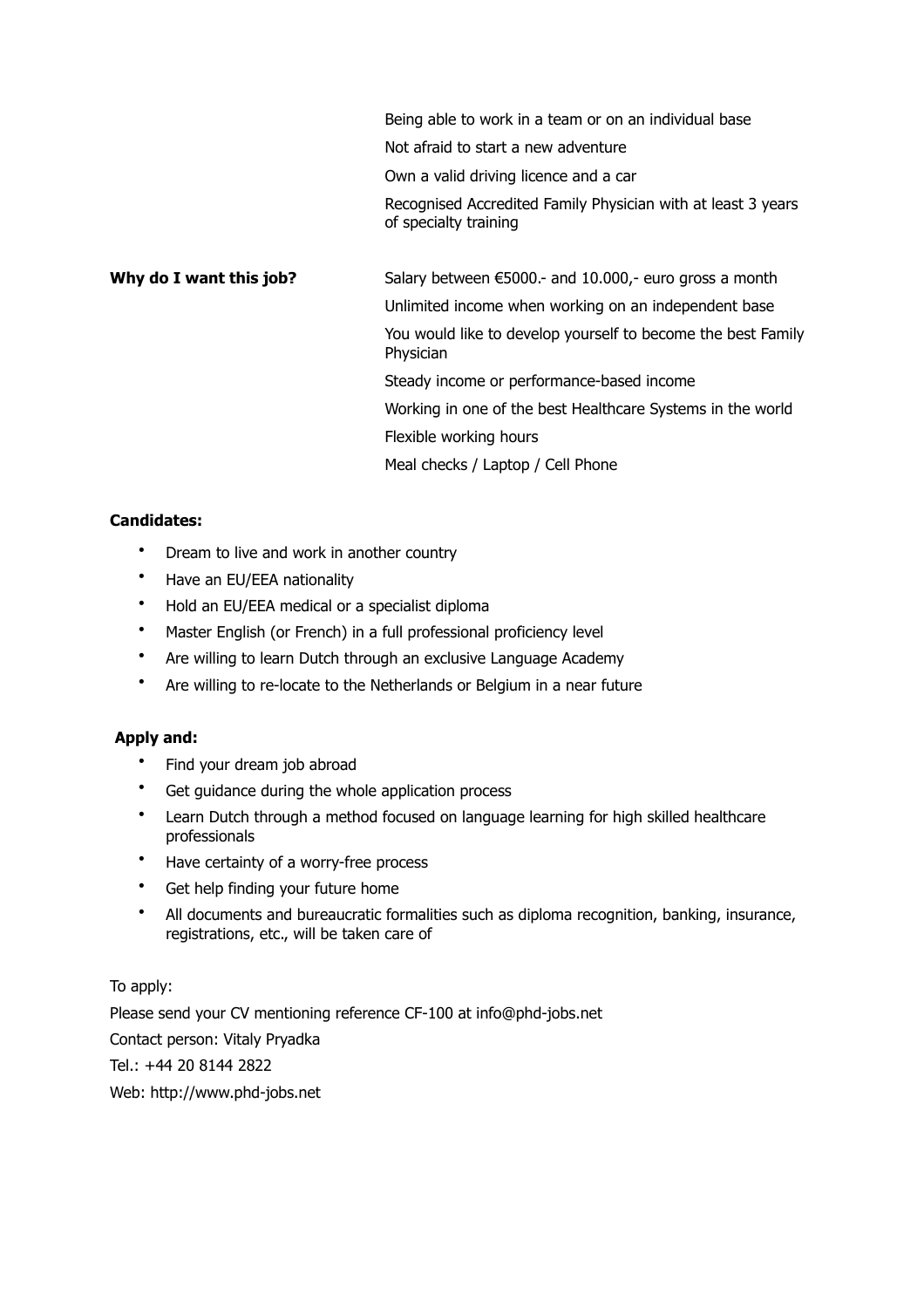| | |
|---|---|
| | Being able to work in a team or on an individual base |
| | Not afraid to start a new adventure |
| | Own a valid driving licence and a car |
| | Recognised Accredited Family Physician with at least 3 years of specialty training |
| **Why do I want this job?** | Salary between €5000.- and 10.000,- euro gross a month |
| | Unlimited income when working on an independent base |
| | You would like to develop yourself to become the best Family Physician |
| | Steady income or performance-based income |
| | Working in one of the best Healthcare Systems in the world |
| | Flexible working hours |
| | Meal checks / Laptop / Cell Phone |

**Candidates:**

- Dream to live and work in another country
- Have an EU/EEA nationality
- Hold an EU/EEA medical or a specialist diploma
- Master English (or French) in a full professional proficiency level
- Are willing to learn Dutch through an exclusive Language Academy
- Are willing to re-locate to the Netherlands or Belgium in a near future

**Apply and:**

- Find your dream job abroad
- Get guidance during the whole application process
- Learn Dutch through a method focused on language learning for high skilled healthcare professionals
- Have certainty of a worry-free process
- Get help finding your future home
- All documents and bureaucratic formalities such as diploma recognition, banking, insurance, registrations, etc., will be taken care of

To apply:

Please send your CV mentioning reference CF-100 at info@phd-jobs.net

Contact person: Vitaly Pryadka

Tel.: +44 20 8144 2822

Web: http://www.phd-jobs.net